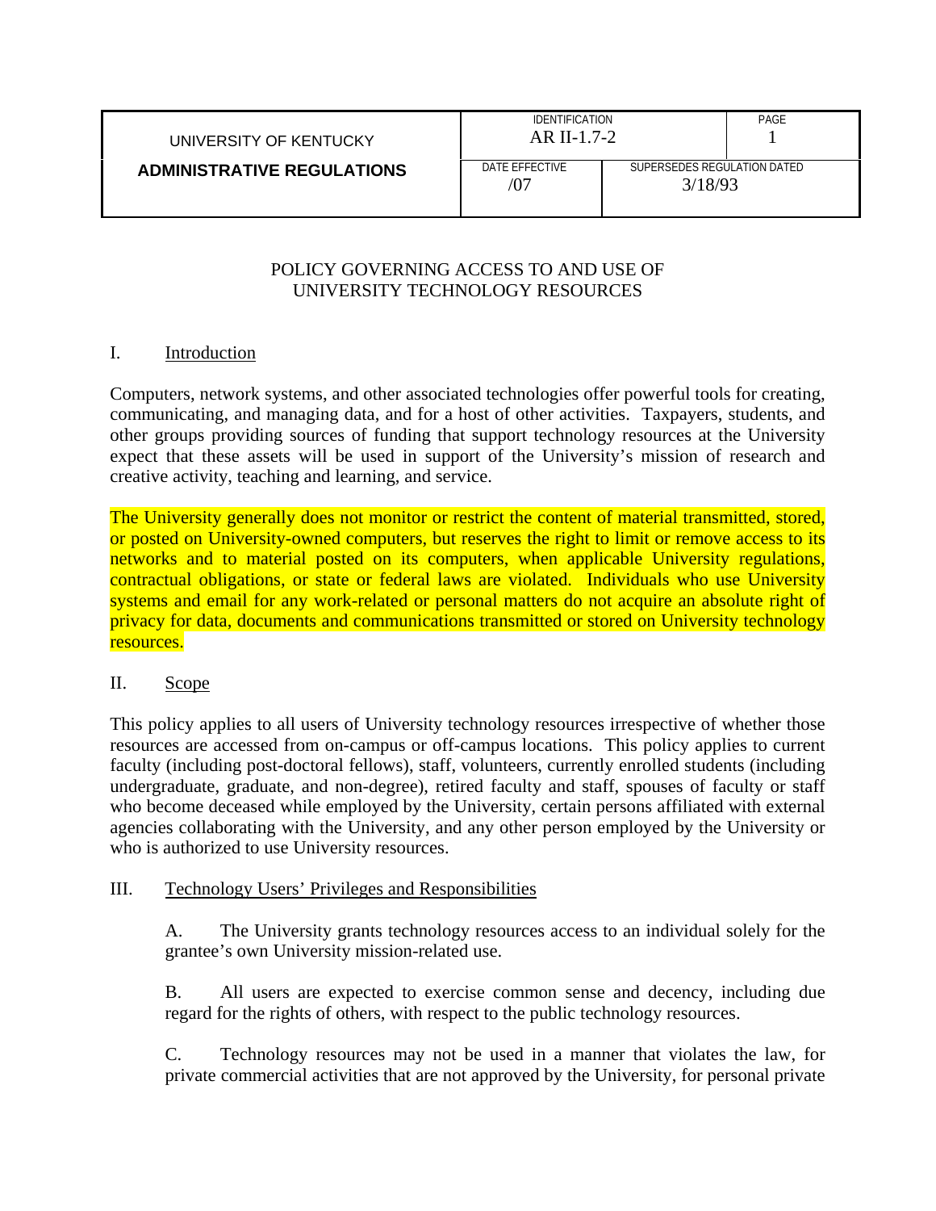| UNIVERSITY OF KENTUCKY | IDENTIFICATION AR II-1.7-2 | | PAGE 1 |
|---|---|---|---|
| **ADMINISTRATIVE REGULATIONS** | DATE EFFECTIVE /07 | SUPERSEDES REGULATION DATED 3/18/93 | |

# POLICY GOVERNING ACCESS TO AND USE OF UNIVERSITY TECHNOLOGY RESOURCES

## I. Introduction

Computers, network systems, and other associated technologies offer powerful tools for creating, communicating, and managing data, and for a host of other activities. Taxpayers, students, and other groups providing sources of funding that support technology resources at the University expect that these assets will be used in support of the University's mission of research and creative activity, teaching and learning, and service.

The University generally does not monitor or restrict the content of material transmitted, stored, or posted on University-owned computers, but reserves the right to limit or remove access to its networks and to material posted on its computers, when applicable University regulations, contractual obligations, or state or federal laws are violated. Individuals who use University systems and email for any work-related or personal matters do not acquire an absolute right of privacy for data, documents and communications transmitted or stored on University technology resources.

## II. Scope

This policy applies to all users of University technology resources irrespective of whether those resources are accessed from on-campus or off-campus locations. This policy applies to current faculty (including post-doctoral fellows), staff, volunteers, currently enrolled students (including undergraduate, graduate, and non-degree), retired faculty and staff, spouses of faculty or staff who become deceased while employed by the University, certain persons affiliated with external agencies collaborating with the University, and any other person employed by the University or who is authorized to use University resources.

## III. Technology Users' Privileges and Responsibilities

A. The University grants technology resources access to an individual solely for the grantee's own University mission-related use.

B. All users are expected to exercise common sense and decency, including due regard for the rights of others, with respect to the public technology resources.

C. Technology resources may not be used in a manner that violates the law, for private commercial activities that are not approved by the University, for personal private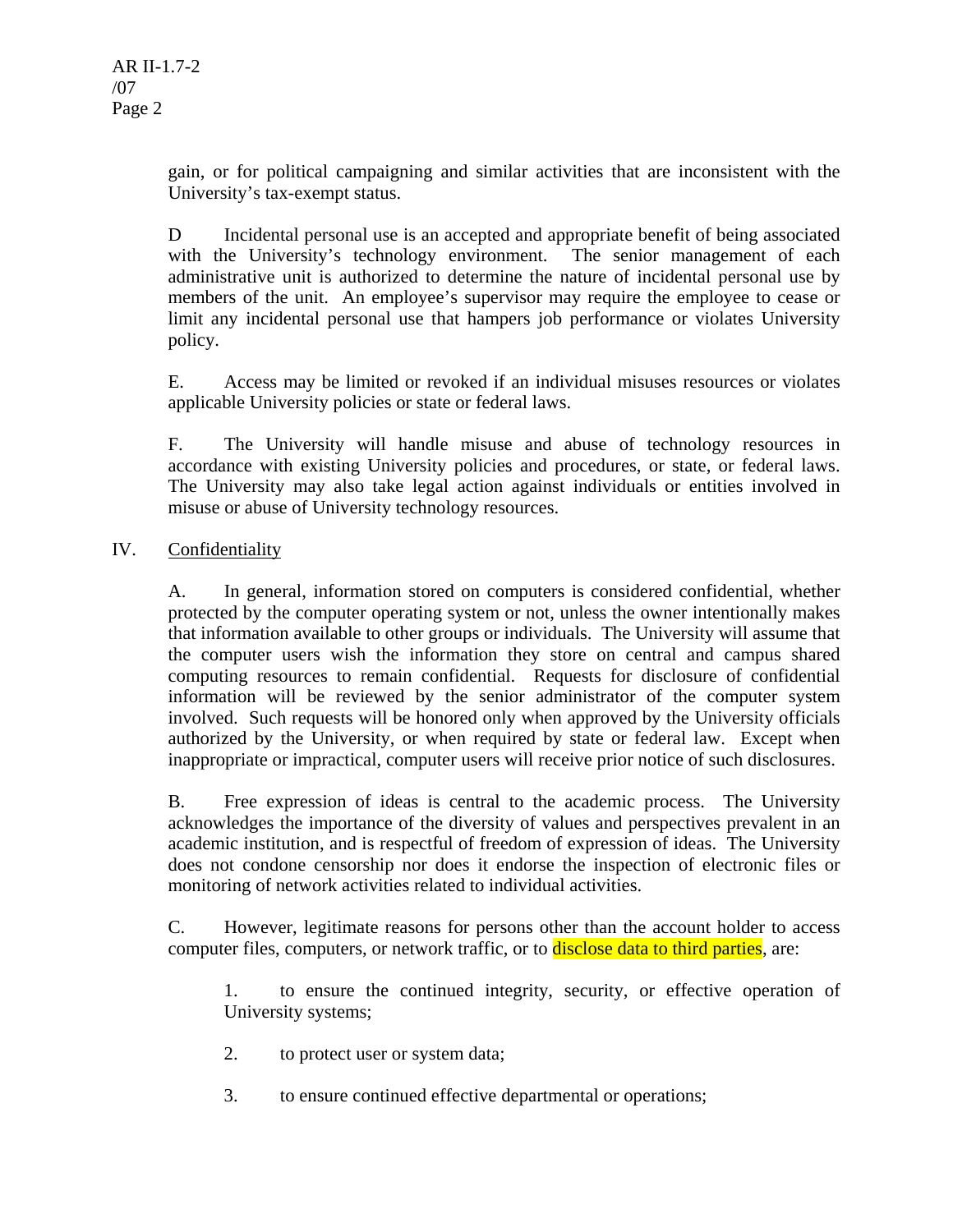gain, or for political campaigning and similar activities that are inconsistent with the University's tax-exempt status.

D Incidental personal use is an accepted and appropriate benefit of being associated with the University's technology environment. The senior management of each administrative unit is authorized to determine the nature of incidental personal use by members of the unit. An employee's supervisor may require the employee to cease or limit any incidental personal use that hampers job performance or violates University policy.

E. Access may be limited or revoked if an individual misuses resources or violates applicable University policies or state or federal laws.

F. The University will handle misuse and abuse of technology resources in accordance with existing University policies and procedures, or state, or federal laws. The University may also take legal action against individuals or entities involved in misuse or abuse of University technology resources.

## IV. Confidentiality

A. In general, information stored on computers is considered confidential, whether protected by the computer operating system or not, unless the owner intentionally makes that information available to other groups or individuals. The University will assume that the computer users wish the information they store on central and campus shared computing resources to remain confidential. Requests for disclosure of confidential information will be reviewed by the senior administrator of the computer system involved. Such requests will be honored only when approved by the University officials authorized by the University, or when required by state or federal law. Except when inappropriate or impractical, computer users will receive prior notice of such disclosures.

B. Free expression of ideas is central to the academic process. The University acknowledges the importance of the diversity of values and perspectives prevalent in an academic institution, and is respectful of freedom of expression of ideas. The University does not condone censorship nor does it endorse the inspection of electronic files or monitoring of network activities related to individual activities.

C. However, legitimate reasons for persons other than the account holder to access computer files, computers, or network traffic, or to disclose data to third parties, are:

1. to ensure the continued integrity, security, or effective operation of University systems;

2. to protect user or system data;

3. to ensure continued effective departmental or operations;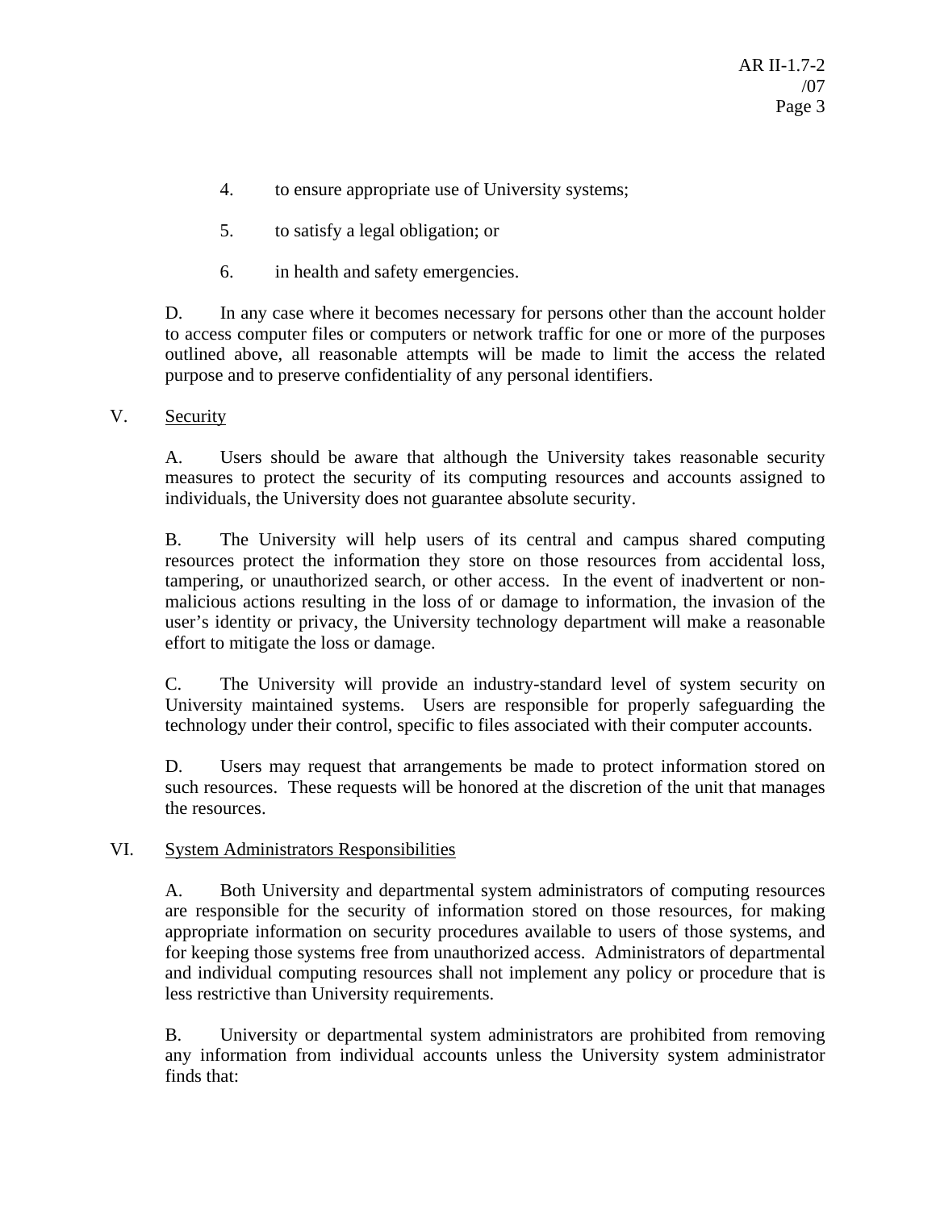4. to ensure appropriate use of University systems;

5. to satisfy a legal obligation; or

6. in health and safety emergencies.

D. In any case where it becomes necessary for persons other than the account holder to access computer files or computers or network traffic for one or more of the purposes outlined above, all reasonable attempts will be made to limit the access the related purpose and to preserve confidentiality of any personal identifiers.

V. <u>Security</u>

A. Users should be aware that although the University takes reasonable security measures to protect the security of its computing resources and accounts assigned to individuals, the University does not guarantee absolute security.

B. The University will help users of its central and campus shared computing resources protect the information they store on those resources from accidental loss, tampering, or unauthorized search, or other access. In the event of inadvertent or non-malicious actions resulting in the loss of or damage to information, the invasion of the user's identity or privacy, the University technology department will make a reasonable effort to mitigate the loss or damage.

C. The University will provide an industry-standard level of system security on University maintained systems. Users are responsible for properly safeguarding the technology under their control, specific to files associated with their computer accounts.

D. Users may request that arrangements be made to protect information stored on such resources. These requests will be honored at the discretion of the unit that manages the resources.

VI. <u>System Administrators Responsibilities</u>

A. Both University and departmental system administrators of computing resources are responsible for the security of information stored on those resources, for making appropriate information on security procedures available to users of those systems, and for keeping those systems free from unauthorized access. Administrators of departmental and individual computing resources shall not implement any policy or procedure that is less restrictive than University requirements.

B. University or departmental system administrators are prohibited from removing any information from individual accounts unless the University system administrator finds that: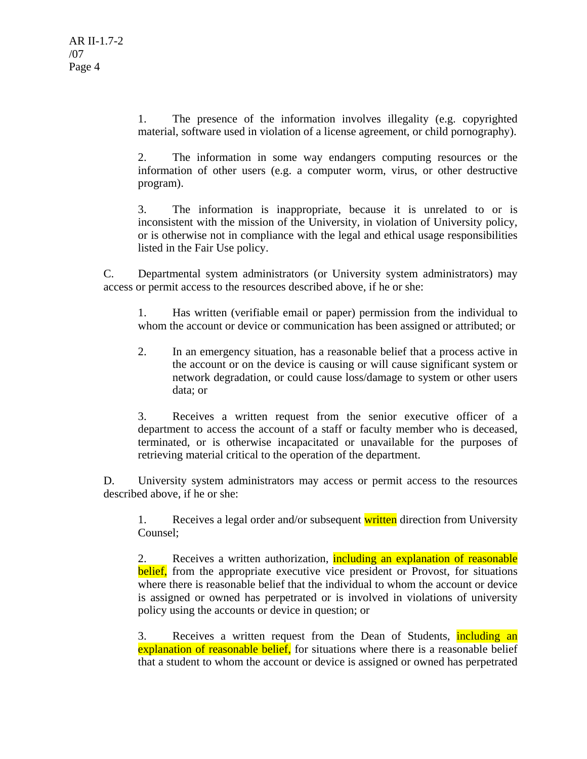1. The presence of the information involves illegality (e.g. copyrighted material, software used in violation of a license agreement, or child pornography).

2. The information in some way endangers computing resources or the information of other users (e.g. a computer worm, virus, or other destructive program).

3. The information is inappropriate, because it is unrelated to or is inconsistent with the mission of the University, in violation of University policy, or is otherwise not in compliance with the legal and ethical usage responsibilities listed in the Fair Use policy.

C. Departmental system administrators (or University system administrators) may access or permit access to the resources described above, if he or she:

1. Has written (verifiable email or paper) permission from the individual to whom the account or device or communication has been assigned or attributed; or

2. In an emergency situation, has a reasonable belief that a process active in the account or on the device is causing or will cause significant system or network degradation, or could cause loss/damage to system or other users data; or

3. Receives a written request from the senior executive officer of a department to access the account of a staff or faculty member who is deceased, terminated, or is otherwise incapacitated or unavailable for the purposes of retrieving material critical to the operation of the department.

D. University system administrators may access or permit access to the resources described above, if he or she:

1. Receives a legal order and/or subsequent written direction from University Counsel;

2. Receives a written authorization, including an explanation of reasonable belief, from the appropriate executive vice president or Provost, for situations where there is reasonable belief that the individual to whom the account or device is assigned or owned has perpetrated or is involved in violations of university policy using the accounts or device in question; or

3. Receives a written request from the Dean of Students, including an explanation of reasonable belief, for situations where there is a reasonable belief that a student to whom the account or device is assigned or owned has perpetrated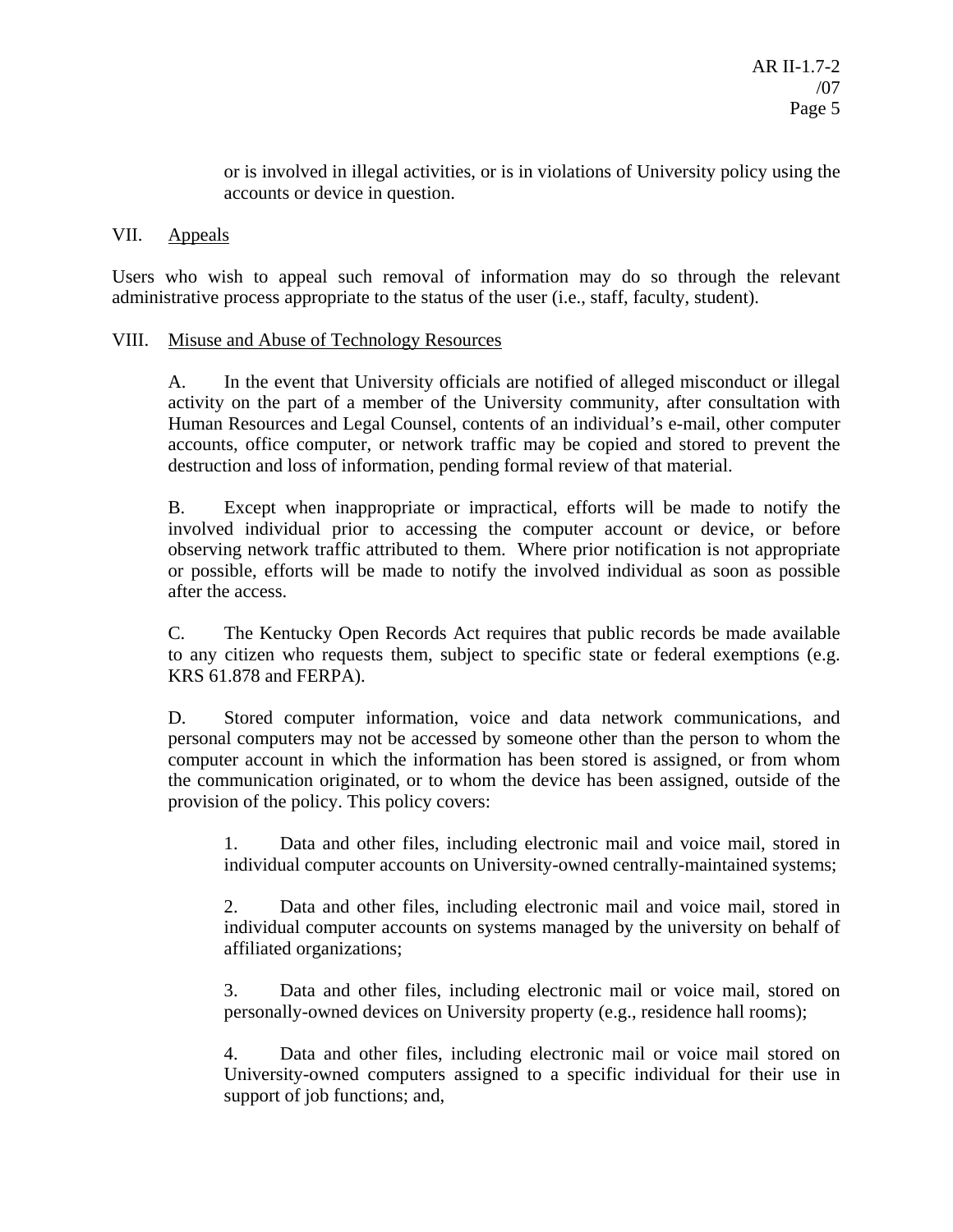or is involved in illegal activities, or is in violations of University policy using the accounts or device in question.

## VII. Appeals

Users who wish to appeal such removal of information may do so through the relevant administrative process appropriate to the status of the user (i.e., staff, faculty, student).

## VIII. Misuse and Abuse of Technology Resources

A. In the event that University officials are notified of alleged misconduct or illegal activity on the part of a member of the University community, after consultation with Human Resources and Legal Counsel, contents of an individual's e-mail, other computer accounts, office computer, or network traffic may be copied and stored to prevent the destruction and loss of information, pending formal review of that material.

B. Except when inappropriate or impractical, efforts will be made to notify the involved individual prior to accessing the computer account or device, or before observing network traffic attributed to them. Where prior notification is not appropriate or possible, efforts will be made to notify the involved individual as soon as possible after the access.

C. The Kentucky Open Records Act requires that public records be made available to any citizen who requests them, subject to specific state or federal exemptions (e.g. KRS 61.878 and FERPA).

D. Stored computer information, voice and data network communications, and personal computers may not be accessed by someone other than the person to whom the computer account in which the information has been stored is assigned, or from whom the communication originated, or to whom the device has been assigned, outside of the provision of the policy. This policy covers:

1. Data and other files, including electronic mail and voice mail, stored in individual computer accounts on University-owned centrally-maintained systems;

2. Data and other files, including electronic mail and voice mail, stored in individual computer accounts on systems managed by the university on behalf of affiliated organizations;

3. Data and other files, including electronic mail or voice mail, stored on personally-owned devices on University property (e.g., residence hall rooms);

4. Data and other files, including electronic mail or voice mail stored on University-owned computers assigned to a specific individual for their use in support of job functions; and,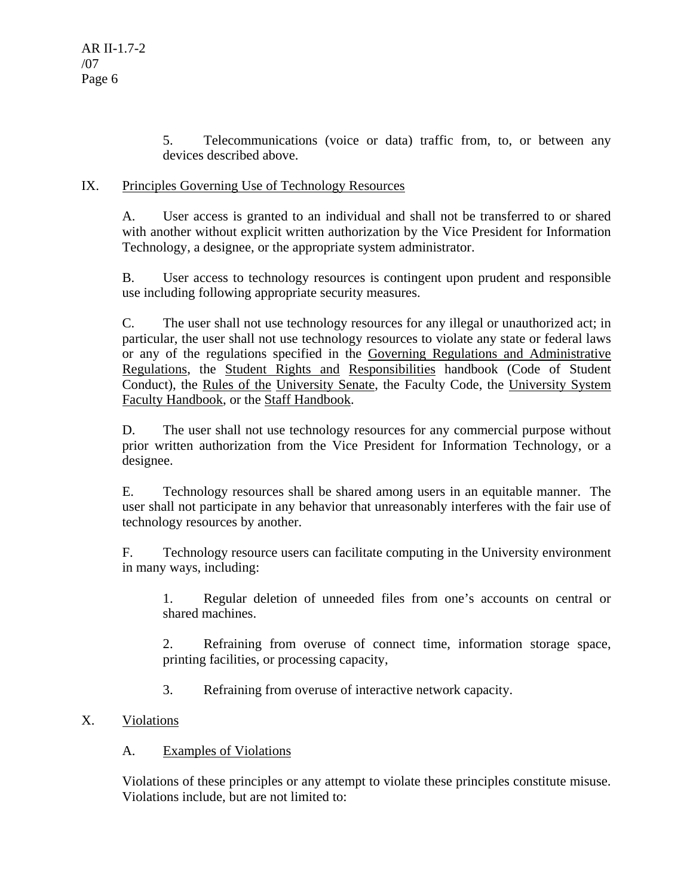5. Telecommunications (voice or data) traffic from, to, or between any devices described above.

## IX. Principles Governing Use of Technology Resources

A. User access is granted to an individual and shall not be transferred to or shared with another without explicit written authorization by the Vice President for Information Technology, a designee, or the appropriate system administrator.

B. User access to technology resources is contingent upon prudent and responsible use including following appropriate security measures.

C. The user shall not use technology resources for any illegal or unauthorized act; in particular, the user shall not use technology resources to violate any state or federal laws or any of the regulations specified in the Governing Regulations and Administrative Regulations, the Student Rights and Responsibilities handbook (Code of Student Conduct), the Rules of the University Senate, the Faculty Code, the University System Faculty Handbook, or the Staff Handbook.

D. The user shall not use technology resources for any commercial purpose without prior written authorization from the Vice President for Information Technology, or a designee.

E. Technology resources shall be shared among users in an equitable manner. The user shall not participate in any behavior that unreasonably interferes with the fair use of technology resources by another.

F. Technology resource users can facilitate computing in the University environment in many ways, including:

1. Regular deletion of unneeded files from one's accounts on central or shared machines.

2. Refraining from overuse of connect time, information storage space, printing facilities, or processing capacity,

3. Refraining from overuse of interactive network capacity.

## X. Violations

### A. Examples of Violations

Violations of these principles or any attempt to violate these principles constitute misuse. Violations include, but are not limited to: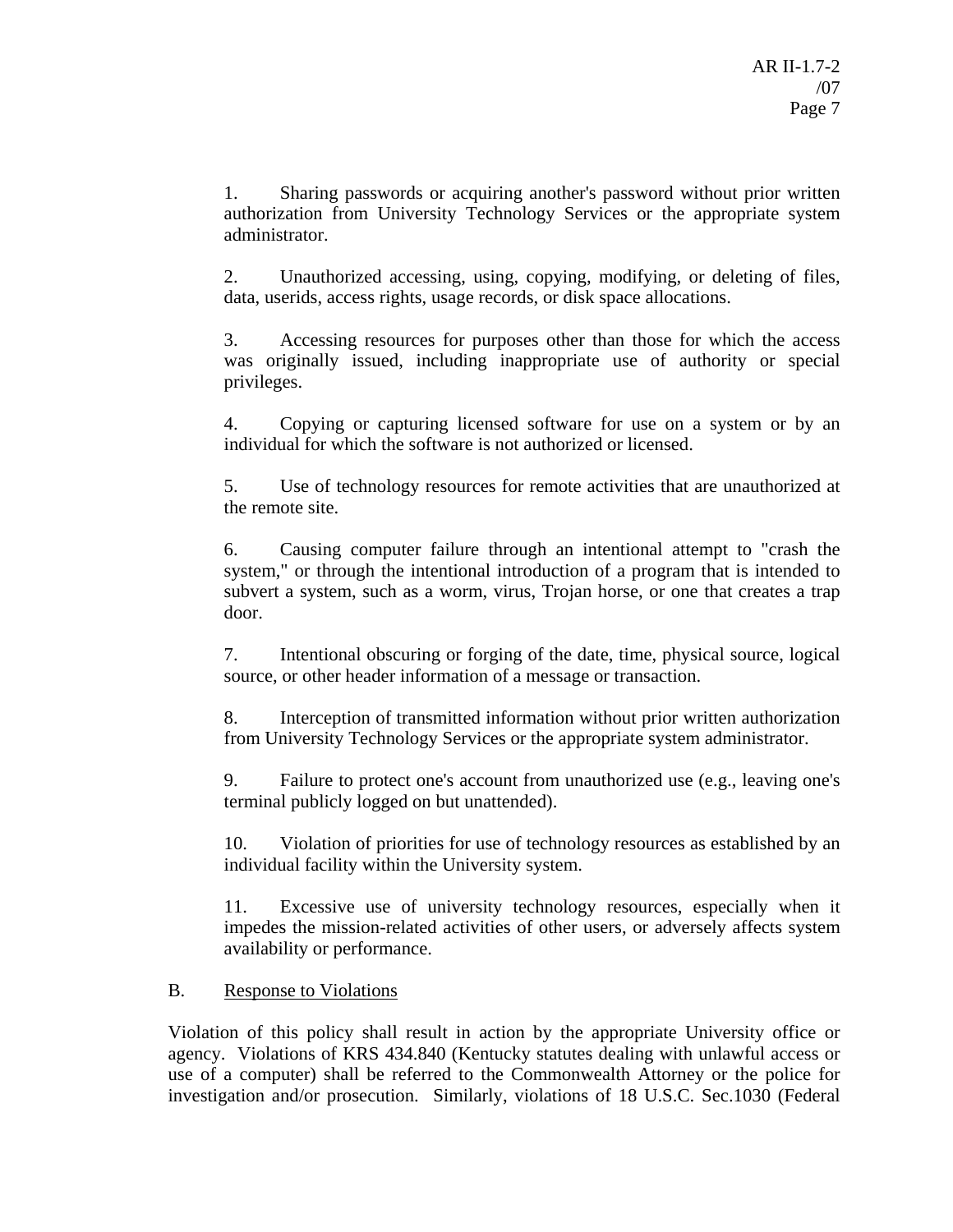1. Sharing passwords or acquiring another's password without prior written authorization from University Technology Services or the appropriate system administrator.

2. Unauthorized accessing, using, copying, modifying, or deleting of files, data, userids, access rights, usage records, or disk space allocations.

3. Accessing resources for purposes other than those for which the access was originally issued, including inappropriate use of authority or special privileges.

4. Copying or capturing licensed software for use on a system or by an individual for which the software is not authorized or licensed.

5. Use of technology resources for remote activities that are unauthorized at the remote site.

6. Causing computer failure through an intentional attempt to "crash the system," or through the intentional introduction of a program that is intended to subvert a system, such as a worm, virus, Trojan horse, or one that creates a trap door.

7. Intentional obscuring or forging of the date, time, physical source, logical source, or other header information of a message or transaction.

8. Interception of transmitted information without prior written authorization from University Technology Services or the appropriate system administrator.

9. Failure to protect one's account from unauthorized use (e.g., leaving one's terminal publicly logged on but unattended).

10. Violation of priorities for use of technology resources as established by an individual facility within the University system.

11. Excessive use of university technology resources, especially when it impedes the mission-related activities of other users, or adversely affects system availability or performance.

B. Response to Violations

Violation of this policy shall result in action by the appropriate University office or agency. Violations of KRS 434.840 (Kentucky statutes dealing with unlawful access or use of a computer) shall be referred to the Commonwealth Attorney or the police for investigation and/or prosecution. Similarly, violations of 18 U.S.C. Sec.1030 (Federal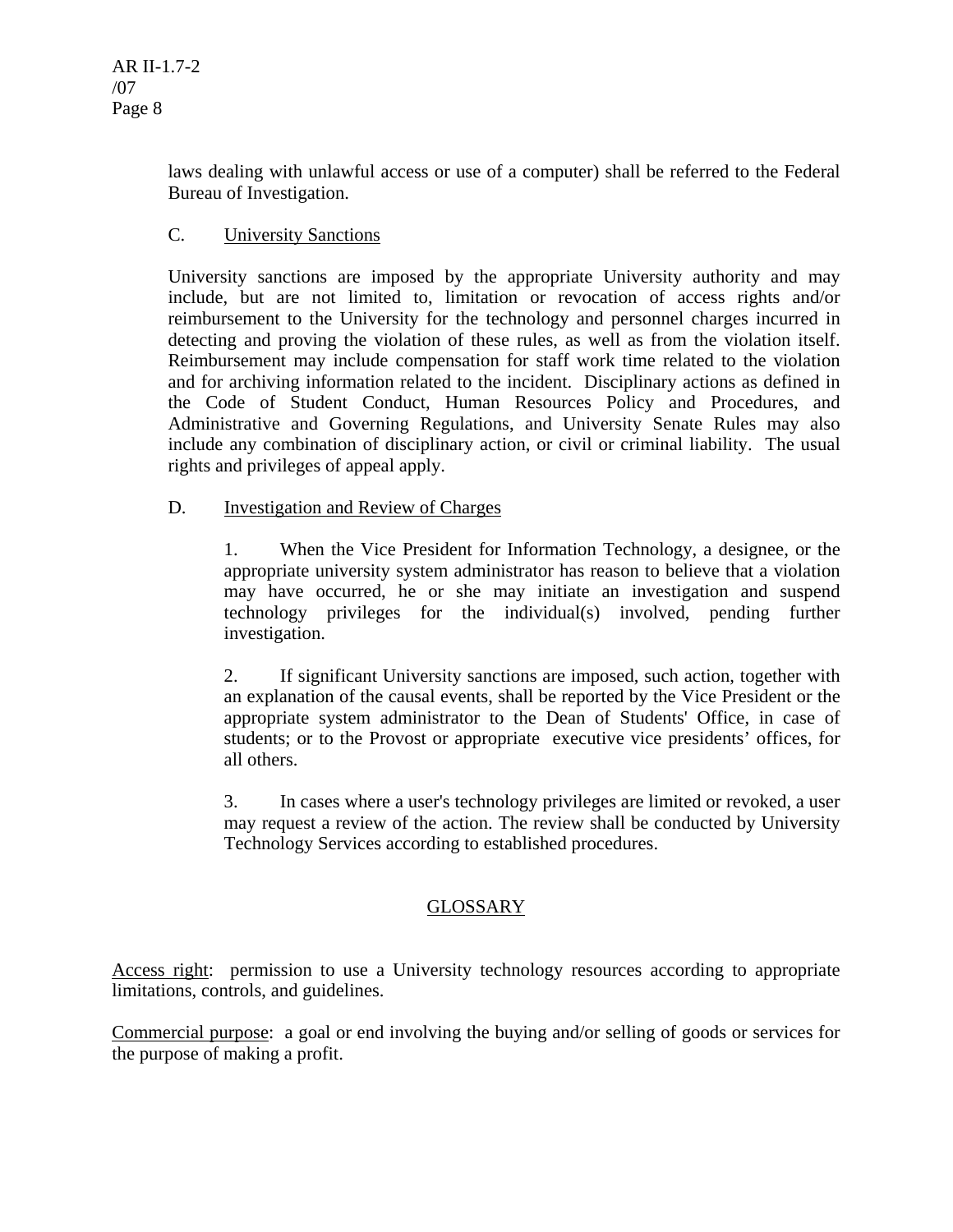laws dealing with unlawful access or use of a computer) shall be referred to the Federal Bureau of Investigation.

C. University Sanctions

University sanctions are imposed by the appropriate University authority and may include, but are not limited to, limitation or revocation of access rights and/or reimbursement to the University for the technology and personnel charges incurred in detecting and proving the violation of these rules, as well as from the violation itself. Reimbursement may include compensation for staff work time related to the violation and for archiving information related to the incident. Disciplinary actions as defined in the Code of Student Conduct, Human Resources Policy and Procedures, and Administrative and Governing Regulations, and University Senate Rules may also include any combination of disciplinary action, or civil or criminal liability. The usual rights and privileges of appeal apply.

D. Investigation and Review of Charges

1. When the Vice President for Information Technology, a designee, or the appropriate university system administrator has reason to believe that a violation may have occurred, he or she may initiate an investigation and suspend technology privileges for the individual(s) involved, pending further investigation.

2. If significant University sanctions are imposed, such action, together with an explanation of the causal events, shall be reported by the Vice President or the appropriate system administrator to the Dean of Students' Office, in case of students; or to the Provost or appropriate executive vice presidents' offices, for all others.

3. In cases where a user's technology privileges are limited or revoked, a user may request a review of the action. The review shall be conducted by University Technology Services according to established procedures.

## GLOSSARY

Access right: permission to use a University technology resources according to appropriate limitations, controls, and guidelines.

Commercial purpose: a goal or end involving the buying and/or selling of goods or services for the purpose of making a profit.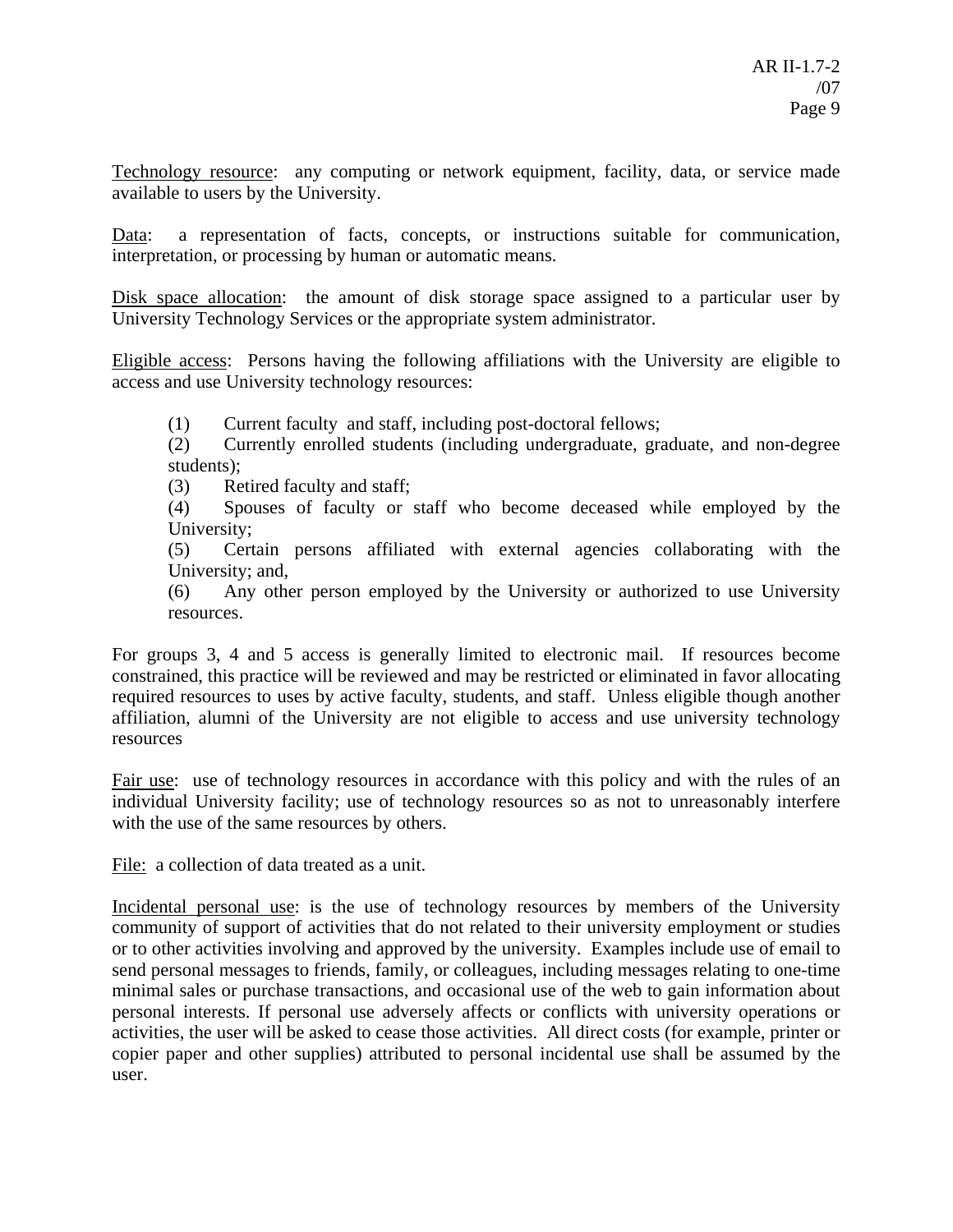Technology resource: any computing or network equipment, facility, data, or service made available to users by the University.

Data: a representation of facts, concepts, or instructions suitable for communication, interpretation, or processing by human or automatic means.

Disk space allocation: the amount of disk storage space assigned to a particular user by University Technology Services or the appropriate system administrator.

Eligible access: Persons having the following affiliations with the University are eligible to access and use University technology resources:

(1) Current faculty and staff, including post-doctoral fellows;
(2) Currently enrolled students (including undergraduate, graduate, and non-degree students);
(3) Retired faculty and staff;
(4) Spouses of faculty or staff who become deceased while employed by the University;
(5) Certain persons affiliated with external agencies collaborating with the University; and,
(6) Any other person employed by the University or authorized to use University resources.

For groups 3, 4 and 5 access is generally limited to electronic mail. If resources become constrained, this practice will be reviewed and may be restricted or eliminated in favor allocating required resources to uses by active faculty, students, and staff. Unless eligible though another affiliation, alumni of the University are not eligible to access and use university technology resources

Fair use: use of technology resources in accordance with this policy and with the rules of an individual University facility; use of technology resources so as not to unreasonably interfere with the use of the same resources by others.

File: a collection of data treated as a unit.

Incidental personal use: is the use of technology resources by members of the University community of support of activities that do not related to their university employment or studies or to other activities involving and approved by the university. Examples include use of email to send personal messages to friends, family, or colleagues, including messages relating to one-time minimal sales or purchase transactions, and occasional use of the web to gain information about personal interests. If personal use adversely affects or conflicts with university operations or activities, the user will be asked to cease those activities. All direct costs (for example, printer or copier paper and other supplies) attributed to personal incidental use shall be assumed by the user.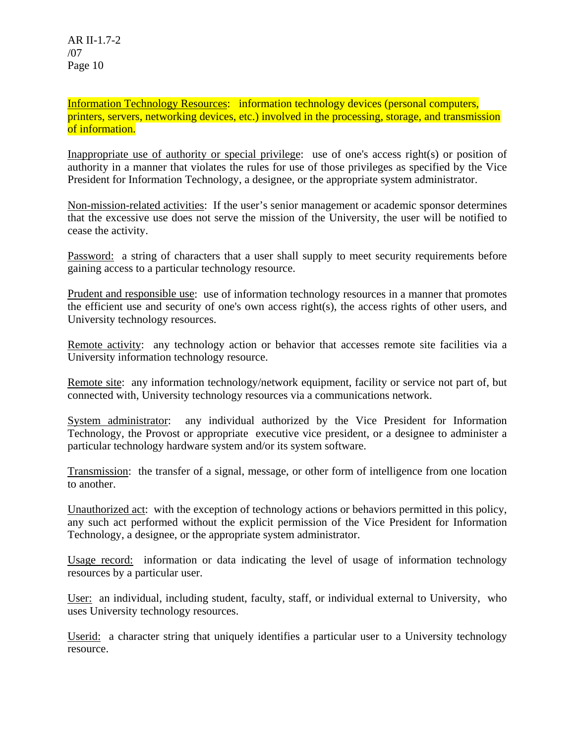Information Technology Resources: information technology devices (personal computers, printers, servers, networking devices, etc.) involved in the processing, storage, and transmission of information.

Inappropriate use of authority or special privilege: use of one's access right(s) or position of authority in a manner that violates the rules for use of those privileges as specified by the Vice President for Information Technology, a designee, or the appropriate system administrator.

Non-mission-related activities: If the user's senior management or academic sponsor determines that the excessive use does not serve the mission of the University, the user will be notified to cease the activity.

Password: a string of characters that a user shall supply to meet security requirements before gaining access to a particular technology resource.

Prudent and responsible use: use of information technology resources in a manner that promotes the efficient use and security of one's own access right(s), the access rights of other users, and University technology resources.

Remote activity: any technology action or behavior that accesses remote site facilities via a University information technology resource.

Remote site: any information technology/network equipment, facility or service not part of, but connected with, University technology resources via a communications network.

System administrator: any individual authorized by the Vice President for Information Technology, the Provost or appropriate executive vice president, or a designee to administer a particular technology hardware system and/or its system software.

Transmission: the transfer of a signal, message, or other form of intelligence from one location to another.

Unauthorized act: with the exception of technology actions or behaviors permitted in this policy, any such act performed without the explicit permission of the Vice President for Information Technology, a designee, or the appropriate system administrator.

Usage record: information or data indicating the level of usage of information technology resources by a particular user.

User: an individual, including student, faculty, staff, or individual external to University, who uses University technology resources.

Userid: a character string that uniquely identifies a particular user to a University technology resource.